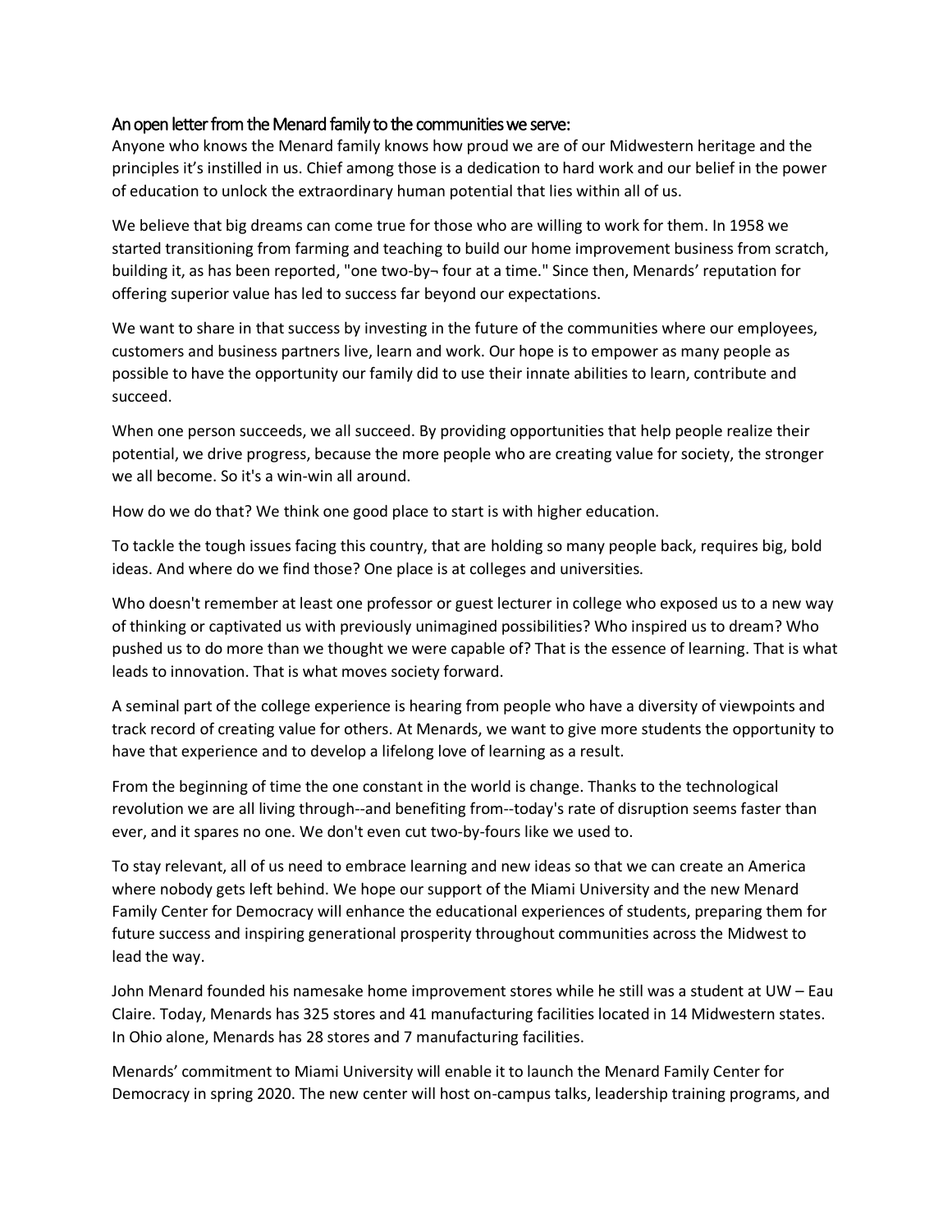## An open letter from the Menard family to the communities we serve:

Anyone who knows the Menard family knows how proud we are of our Midwestern heritage and the principles it's instilled in us. Chief among those is a dedication to hard work and our belief in the power of education to unlock the extraordinary human potential that lies within all of us.

We believe that big dreams can come true for those who are willing to work for them. In 1958 we started transitioning from farming and teaching to build our home improvement business from scratch, building it, as has been reported, "one two-by¬ four at a time." Since then, Menards' reputation for offering superior value has led to success far beyond our expectations.

We want to share in that success by investing in the future of the communities where our employees, customers and business partners live, learn and work. Our hope is to empower as many people as possible to have the opportunity our family did to use their innate abilities to learn, contribute and succeed.

When one person succeeds, we all succeed. By providing opportunities that help people realize their potential, we drive progress, because the more people who are creating value for society, the stronger we all become. So it's a win-win all around.

How do we do that? We think one good place to start is with higher education.

To tackle the tough issues facing this country, that are holding so many people back, requires big, bold ideas. And where do we find those? One place is at colleges and universities.

Who doesn't remember at least one professor or guest lecturer in college who exposed us to a new way of thinking or captivated us with previously unimagined possibilities? Who inspired us to dream? Who pushed us to do more than we thought we were capable of? That is the essence of learning. That is what leads to innovation. That is what moves society forward.

A seminal part of the college experience is hearing from people who have a diversity of viewpoints and track record of creating value for others. At Menards, we want to give more students the opportunity to have that experience and to develop a lifelong love of learning as a result.

From the beginning of time the one constant in the world is change. Thanks to the technological revolution we are all living through--and benefiting from--today's rate of disruption seems faster than ever, and it spares no one. We don't even cut two-by-fours like we used to.

To stay relevant, all of us need to embrace learning and new ideas so that we can create an America where nobody gets left behind. We hope our support of the Miami University and the new Menard Family Center for Democracy will enhance the educational experiences of students, preparing them for future success and inspiring generational prosperity throughout communities across the Midwest to lead the way.

John Menard founded his namesake home improvement stores while he still was a student at UW – Eau Claire. Today, Menards has 325 stores and 41 manufacturing facilities located in 14 Midwestern states. In Ohio alone, Menards has 28 stores and 7 manufacturing facilities.

Menards' commitment to Miami University will enable it to launch the Menard Family Center for Democracy in spring 2020. The new center will host on-campus talks, leadership training programs, and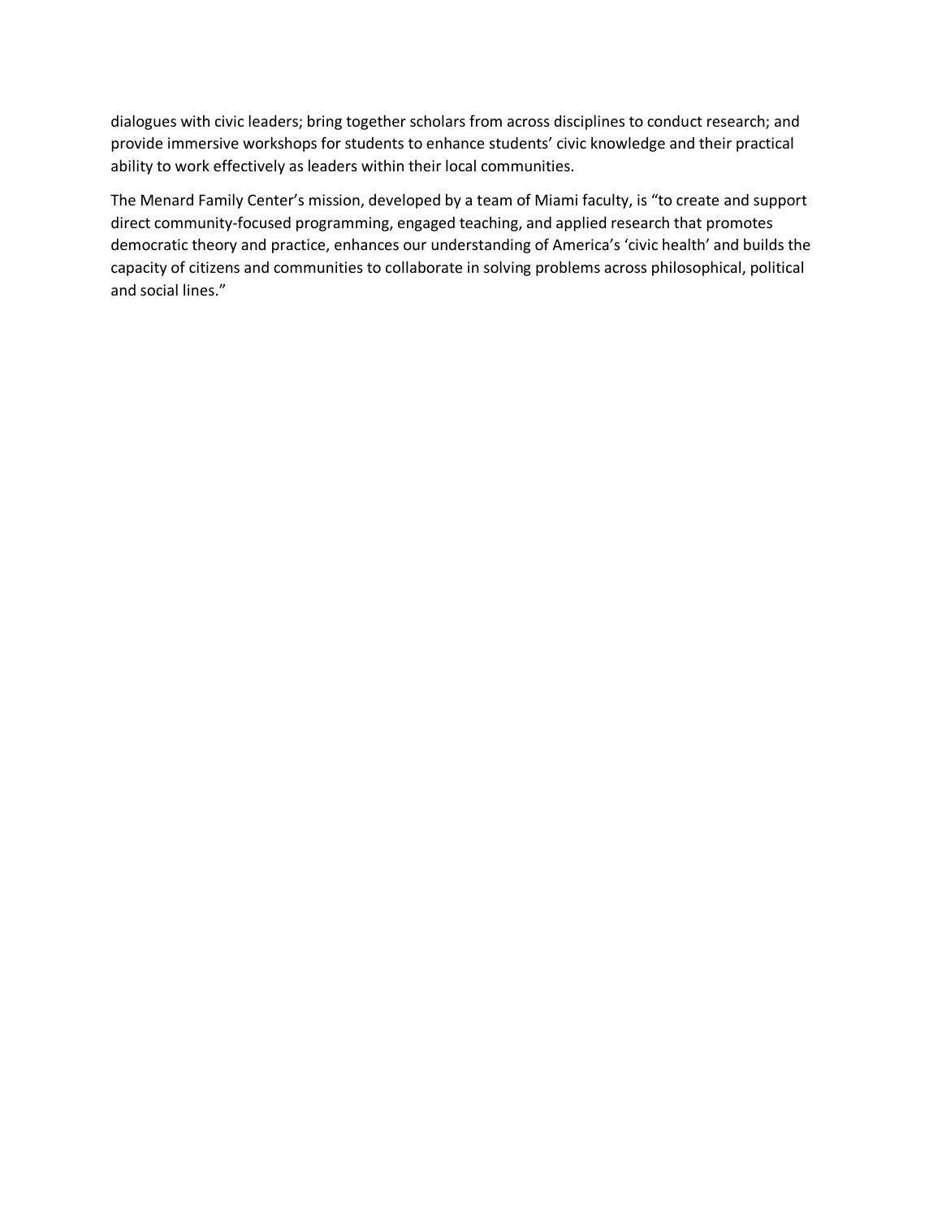dialogues with civic leaders; bring together scholars from across disciplines to conduct research; and provide immersive workshops for students to enhance students' civic knowledge and their practical ability to work effectively as leaders within their local communities.

The Menard Family Center's mission, developed by a team of Miami faculty, is "to create and support direct community-focused programming, engaged teaching, and applied research that promotes democratic theory and practice, enhances our understanding of America's 'civic health' and builds the capacity of citizens and communities to collaborate in solving problems across philosophical, political and social lines."